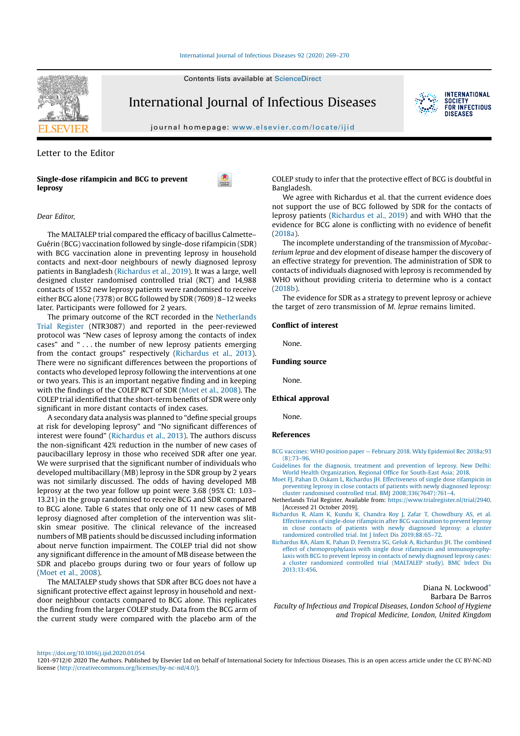Letter to the Editor

# Single-dose rifampicin and BCG to prevent leprosy

*Dear Editor,*

The MALTALEP trial compared the efficacy of bacillus Calmette–Guérin (BCG) vaccination followed by single-dose rifampicin (SDR) with BCG vaccination alone in preventing leprosy in household contacts and next-door neighbours of newly diagnosed leprosy patients in Bangladesh (Richardus et al., 2019). It was a large, well designed cluster randomised controlled trial (RCT) and 14,988 contacts of 1552 new leprosy patients were randomised to receive either BCG alone (7378) or BCG followed by SDR (7609) 8–12 weeks later. Participants were followed for 2 years.

The primary outcome of the RCT recorded in the Netherlands Trial Register (NTR3087) and reported in the peer-reviewed protocol was "New cases of leprosy among the contacts of index cases" and " . . . the number of new leprosy patients emerging from the contact groups" respectively (Richardus et al., 2013). There were no significant differences between the proportions of contacts who developed leprosy following the interventions at one or two years. This is an important negative finding and in keeping with the findings of the COLEP RCT of SDR (Moet et al., 2008). The COLEP trial identified that the short-term benefits of SDR were only significant in more distant contacts of index cases.

A secondary data analysis was planned to "define special groups at risk for developing leprosy" and "No significant differences of interest were found" (Richardus et al., 2013). The authors discuss the non-significant 42% reduction in the number of new cases of paucibacillary leprosy in those who received SDR after one year. We were surprised that the significant number of individuals who developed multibacillary (MB) leprosy in the SDR group by 2 years was not similarly discussed. The odds of having developed MB leprosy at the two year follow up point were 3.68 (95% CI: 1.03–13.21) in the group randomised to receive BCG and SDR compared to BCG alone. Table 6 states that only one of 11 new cases of MB leprosy diagnosed after completion of the intervention was slit-skin smear positive. The clinical relevance of the increased numbers of MB patients should be discussed including information about nerve function impairment. The COLEP trial did not show any significant difference in the amount of MB disease between the SDR and placebo groups during two or four years of follow up (Moet et al., 2008).

The MALTALEP study shows that SDR after BCG does not have a significant protective effect against leprosy in household and next-door neighbour contacts compared to BCG alone. This replicates the finding from the larger COLEP study. Data from the BCG arm of the current study were compared with the placebo arm of the COLEP study to infer that the protective effect of BCG is doubtful in Bangladesh.

We agree with Richardus et al. that the current evidence does not support the use of BCG followed by SDR for the contacts of leprosy patients (Richardus et al., 2019) and with WHO that the evidence for BCG alone is conflicting with no evidence of benefit (2018a).

The incomplete understanding of the transmission of *Mycobacterium leprae* and dev elopment of disease hamper the discovery of an effective strategy for prevention. The administration of SDR to contacts of individuals diagnosed with leprosy is recommended by WHO without providing criteria to determine who is a contact (2018b).

The evidence for SDR as a strategy to prevent leprosy or achieve the target of zero transmission of *M. leprae* remains limited.

## Conflict of interest

None.

## Funding source

None.

## Ethical approval

None.

## References

BCG vaccines: WHO position paper — February 2018. Wkly Epidemiol Rec 2018a;93(8):73–96.

Guidelines for the diagnosis, treatment and prevention of leprosy. New Delhi: World Health Organization, Regional Office for South-East Asia; 2018.

Moet FJ, Pahan D, Oskam L, Richardus JH. Effectiveness of single dose rifampicin in preventing leprosy in close contacts of patients with newly diagnosed leprosy: cluster randomised controlled trial. BMJ 2008;336(7647):761–4.

Netherlands Trial Register. Available from: https://www.trialregister.nl/trial/2940. [Accessed 21 October 2019].

Richardus R, Alam K, Kundu K, Chandra Roy J, Zafar T, Chowdhury AS, et al. Effectiveness of single-dose rifampicin after BCG vaccination to prevent leprosy in close contacts of patients with newly diagnosed leprosy: a cluster randomized controlled trial. Int J Infect Dis 2019;88:65–72.

Richardus RA, Alam K, Pahan D, Feenstra SG, Geluk A, Richardus JH. The combined effect of chemoprophylaxis with single dose rifampicin and immunoprophylaxis with BCG to prevent leprosy in contacts of newly diagnosed leprosy cases: a cluster randomized controlled trial (MALTALEP study). BMC Infect Dis 2013;13:456.

Diana N. Lockwood*
Barbara De Barros

*Faculty of Infectious and Tropical Diseases, London School of Hygiene and Tropical Medicine, London, United Kingdom*

https://doi.org/10.1016/j.ijid.2020.01.054

1201-9712/© 2020 The Authors. Published by Elsevier Ltd on behalf of International Society for Infectious Diseases. This is an open access article under the CC BY-NC-ND license (http://creativecommons.org/licenses/by-nc-nd/4.0/).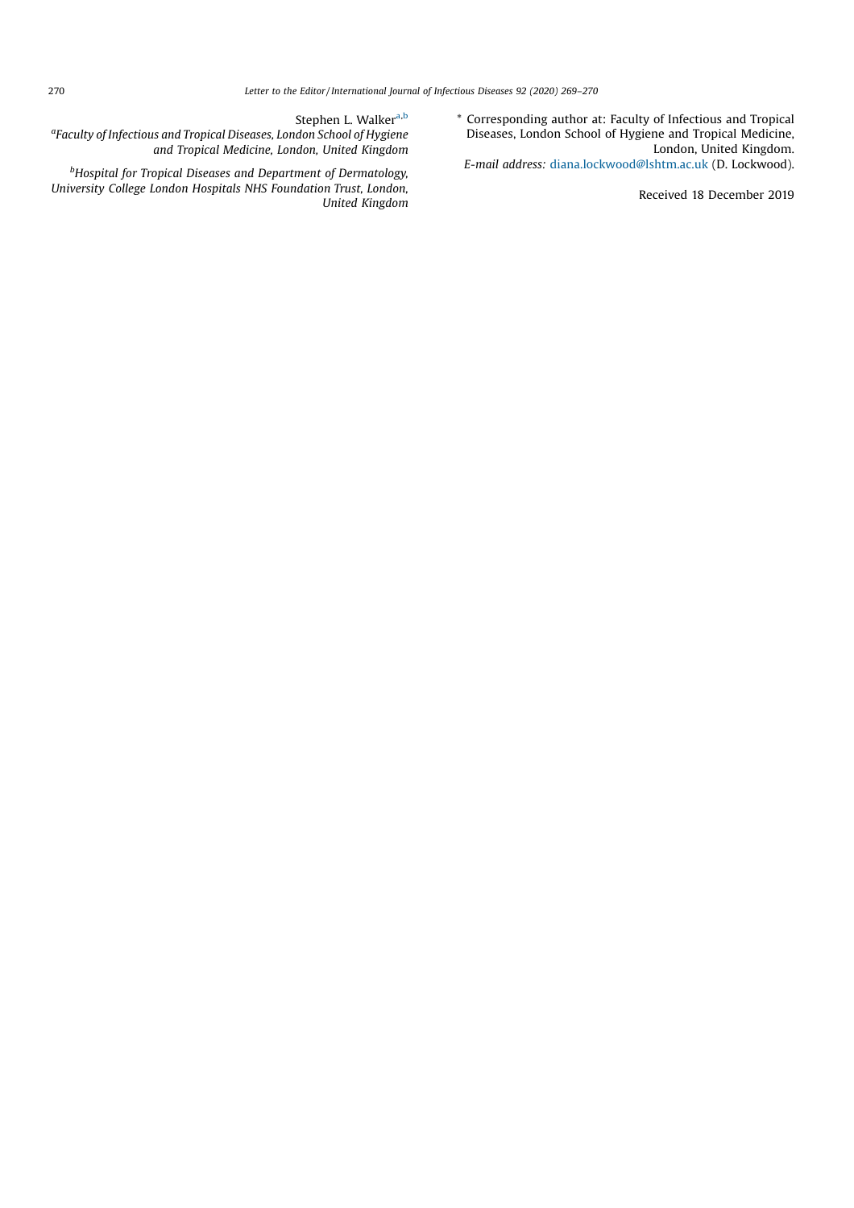Stephen L. Walker[a,b]

[a]*Faculty of Infectious and Tropical Diseases, London School of Hygiene and Tropical Medicine, London, United Kingdom*

[b]*Hospital for Tropical Diseases and Department of Dermatology, University College London Hospitals NHS Foundation Trust, London, United Kingdom*

* Corresponding author at: Faculty of Infectious and Tropical Diseases, London School of Hygiene and Tropical Medicine, London, United Kingdom.

*E-mail address:* diana.lockwood@lshtm.ac.uk (D. Lockwood).

Received 18 December 2019